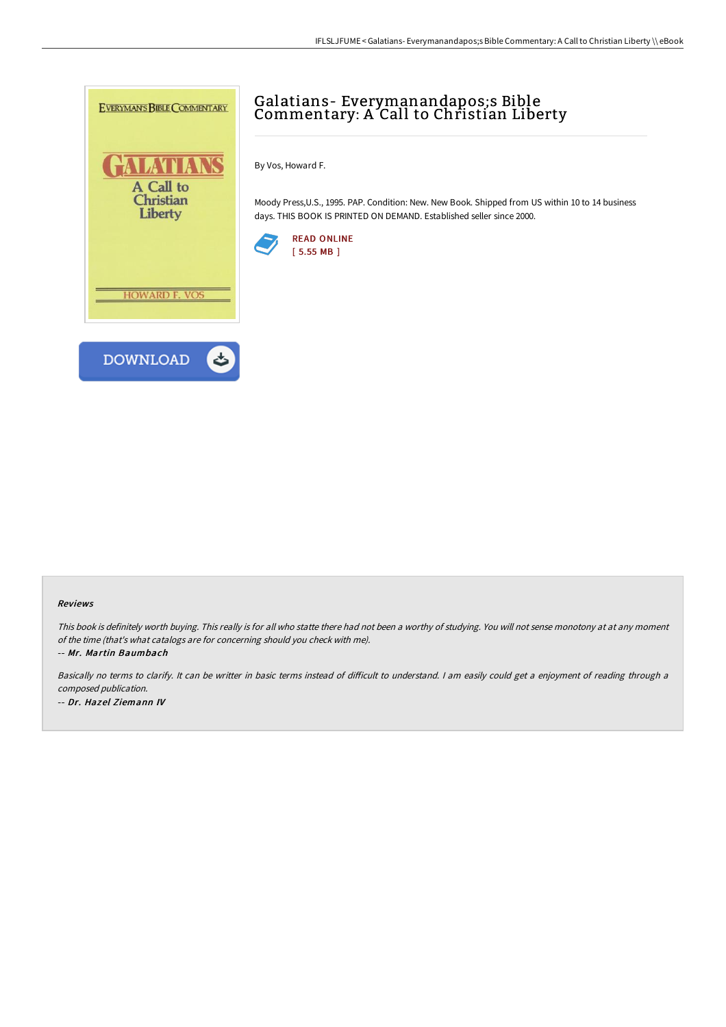# Galatians- Everymanandapos;s Bible Commentary: A Call to Christian Liberty

By Vos, Howard F.

Moody Press,U.S., 1995. PAP. Condition: New. New Book. Shipped from US within 10 to 14 business days. THIS BOOK IS PRINTED ON DEMAND. Established seller since 2000.

READ ONLINE
[ 5.55 MB ]

DOWNLOAD

### Reviews

*This book is definitely worth buying. This really is for all who statte there had not been a worthy of studying. You will not sense monotony at at any moment of the time (that's what catalogs are for concerning should you check with me).*

*-- Mr. Martin Baumbach*

*Basically no terms to clarify. It can be writter in basic terms instead of difficult to understand. I am easily could get a enjoyment of reading through a composed publication.*

*-- Dr. Hazel Ziemann IV*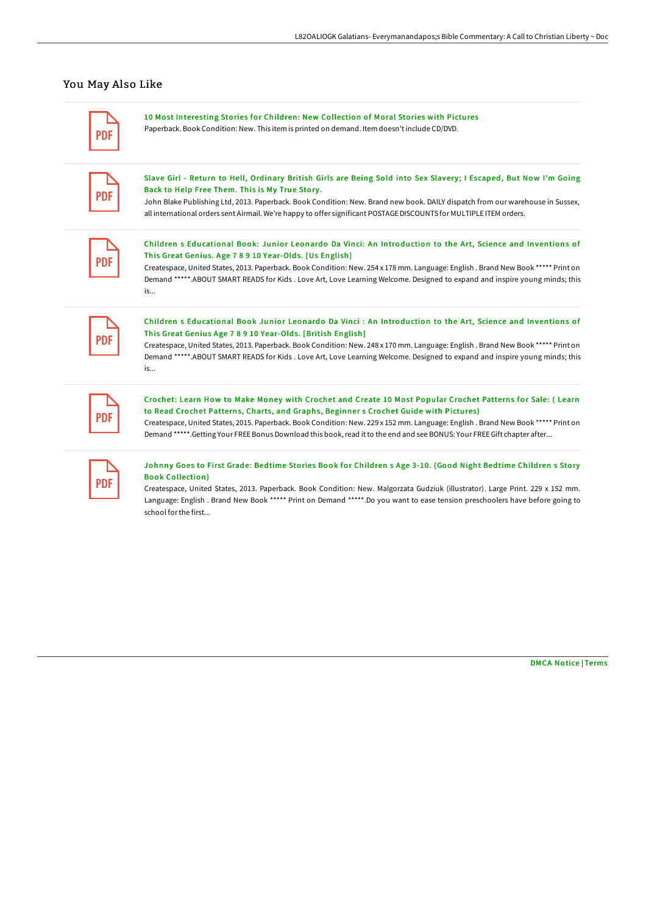## You May Also Like

PDF

10 Most Interesting Stories for Children: New Collection of Moral Stories with Pictures

Paperback. Book Condition: New. This item is printed on demand. Item doesn't include CD/DVD.

PDF

Slave Girl - Return to Hell, Ordinary British Girls are Being Sold into Sex Slavery; I Escaped, But Now I'm Going Back to Help Free Them. This is My True Story.

John Blake Publishing Ltd, 2013. Paperback. Book Condition: New. Brand new book. DAILY dispatch from our warehouse in Sussex, all international orders sent Airmail. We're happy to offer significant POSTAGE DISCOUNTS for MULTIPLE ITEM orders.

PDF

Children s Educational Book: Junior Leonardo Da Vinci: An Introduction to the Art, Science and Inventions of This Great Genius. Age 7 8 9 10 Year-Olds. [Us English]

Createspace, United States, 2013. Paperback. Book Condition: New. 254 x 178 mm. Language: English . Brand New Book ***** Print on Demand *****.ABOUT SMART READS for Kids . Love Art, Love Learning Welcome. Designed to expand and inspire young minds; this is...

PDF

Children s Educational Book Junior Leonardo Da Vinci : An Introduction to the Art, Science and Inventions of This Great Genius Age 7 8 9 10 Year-Olds. [British English]

Createspace, United States, 2013. Paperback. Book Condition: New. 248 x 170 mm. Language: English . Brand New Book ***** Print on Demand *****.ABOUT SMART READS for Kids . Love Art, Love Learning Welcome. Designed to expand and inspire young minds; this is...

PDF

Crochet: Learn How to Make Money with Crochet and Create 10 Most Popular Crochet Patterns for Sale: ( Learn to Read Crochet Patterns, Charts, and Graphs, Beginner s Crochet Guide with Pictures)

Createspace, United States, 2015. Paperback. Book Condition: New. 229 x 152 mm. Language: English . Brand New Book ***** Print on Demand *****.Getting Your FREE Bonus Download this book, read it to the end and see BONUS: Your FREE Gift chapter after...

PDF

Johnny Goes to First Grade: Bedtime Stories Book for Children s Age 3-10. (Good Night Bedtime Children s Story Book Collection)

Createspace, United States, 2013. Paperback. Book Condition: New. Malgorzata Gudziuk (illustrator). Large Print. 229 x 152 mm. Language: English . Brand New Book ***** Print on Demand *****.Do you want to ease tension preschoolers have before going to school for the first...